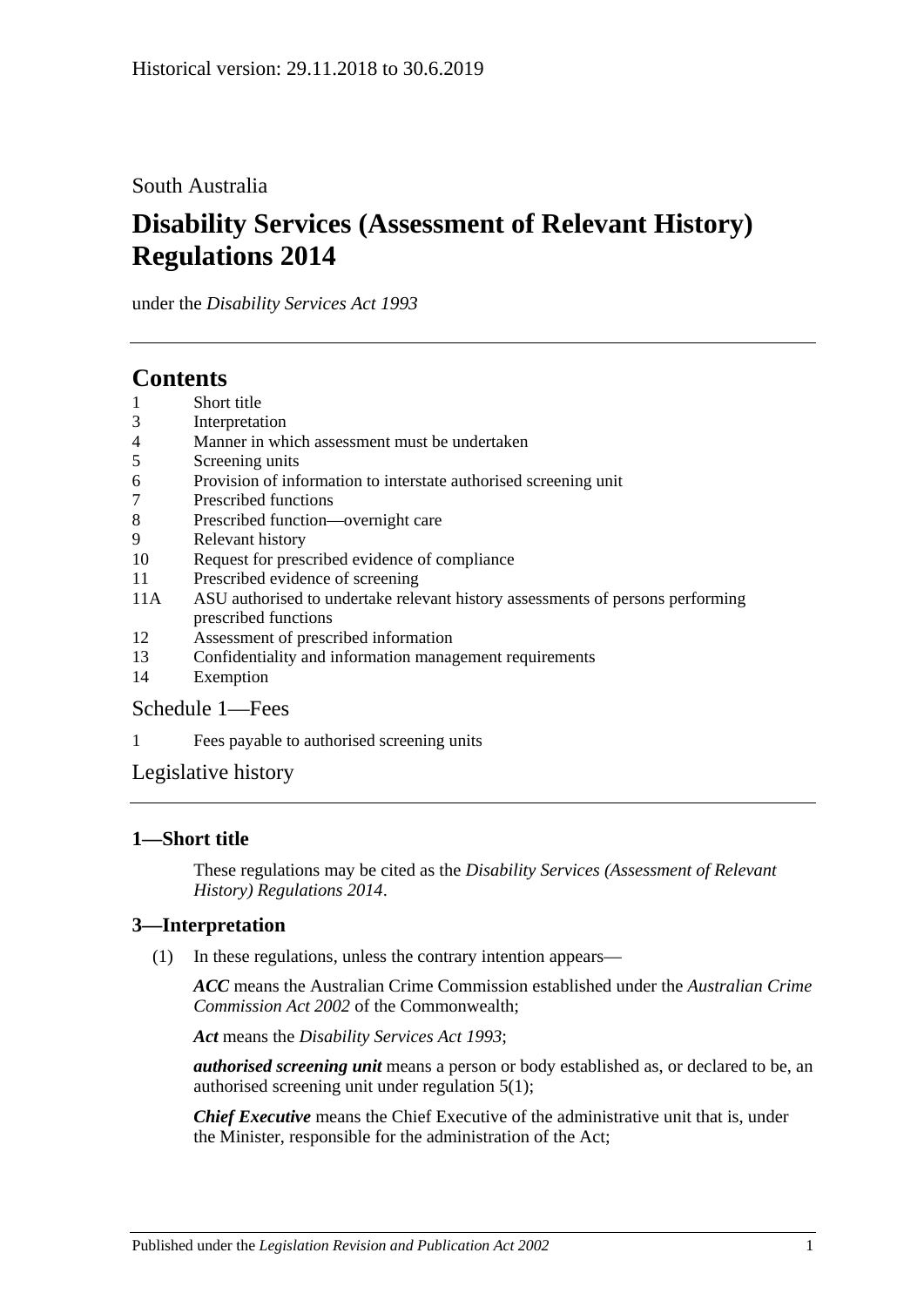Historical version: 29.11.2018 to 30.6.2019

South Australia

# Disability Services (Assessment of Relevant History) Regulations 2014

under the *Disability Services Act 1993*

## Contents

1 Short title
3 Interpretation
4 Manner in which assessment must be undertaken
5 Screening units
6 Provision of information to interstate authorised screening unit
7 Prescribed functions
8 Prescribed function—overnight care
9 Relevant history
10 Request for prescribed evidence of compliance
11 Prescribed evidence of screening
11A ASU authorised to undertake relevant history assessments of persons performing prescribed functions
12 Assessment of prescribed information
13 Confidentiality and information management requirements
14 Exemption

Schedule 1—Fees

1 Fees payable to authorised screening units

Legislative history

### 1—Short title

These regulations may be cited as the *Disability Services (Assessment of Relevant History) Regulations 2014*.

### 3—Interpretation

(1) In these regulations, unless the contrary intention appears—

***ACC*** means the Australian Crime Commission established under the *Australian Crime Commission Act 2002* of the Commonwealth;

***Act*** means the *Disability Services Act 1993*;

***authorised screening unit*** means a person or body established as, or declared to be, an authorised screening unit under regulation 5(1);

***Chief Executive*** means the Chief Executive of the administrative unit that is, under the Minister, responsible for the administration of the Act;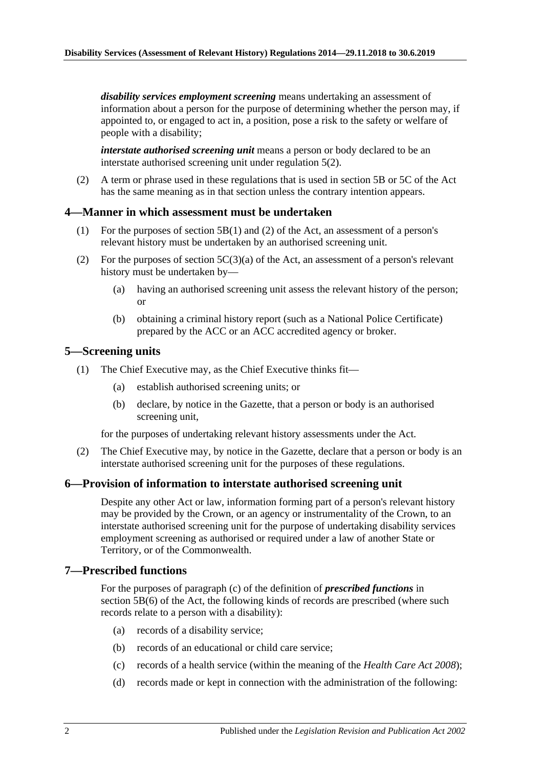***disability services employment screening*** means undertaking an assessment of information about a person for the purpose of determining whether the person may, if appointed to, or engaged to act in, a position, pose a risk to the safety or welfare of people with a disability;

***interstate authorised screening unit*** means a person or body declared to be an interstate authorised screening unit under regulation 5(2).

(2) A term or phrase used in these regulations that is used in section 5B or 5C of the Act has the same meaning as in that section unless the contrary intention appears.

## 4—Manner in which assessment must be undertaken

(1) For the purposes of section 5B(1) and (2) of the Act, an assessment of a person's relevant history must be undertaken by an authorised screening unit.

(2) For the purposes of section 5C(3)(a) of the Act, an assessment of a person's relevant history must be undertaken by—

- (a) having an authorised screening unit assess the relevant history of the person; or
- (b) obtaining a criminal history report (such as a National Police Certificate) prepared by the ACC or an ACC accredited agency or broker.

## 5—Screening units

(1) The Chief Executive may, as the Chief Executive thinks fit—

- (a) establish authorised screening units; or
- (b) declare, by notice in the Gazette, that a person or body is an authorised screening unit,

for the purposes of undertaking relevant history assessments under the Act.

(2) The Chief Executive may, by notice in the Gazette, declare that a person or body is an interstate authorised screening unit for the purposes of these regulations.

## 6—Provision of information to interstate authorised screening unit

Despite any other Act or law, information forming part of a person's relevant history may be provided by the Crown, or an agency or instrumentality of the Crown, to an interstate authorised screening unit for the purpose of undertaking disability services employment screening as authorised or required under a law of another State or Territory, or of the Commonwealth.

## 7—Prescribed functions

For the purposes of paragraph (c) of the definition of ***prescribed functions*** in section 5B(6) of the Act, the following kinds of records are prescribed (where such records relate to a person with a disability):

- (a) records of a disability service;
- (b) records of an educational or child care service;
- (c) records of a health service (within the meaning of the *Health Care Act 2008*);
- (d) records made or kept in connection with the administration of the following: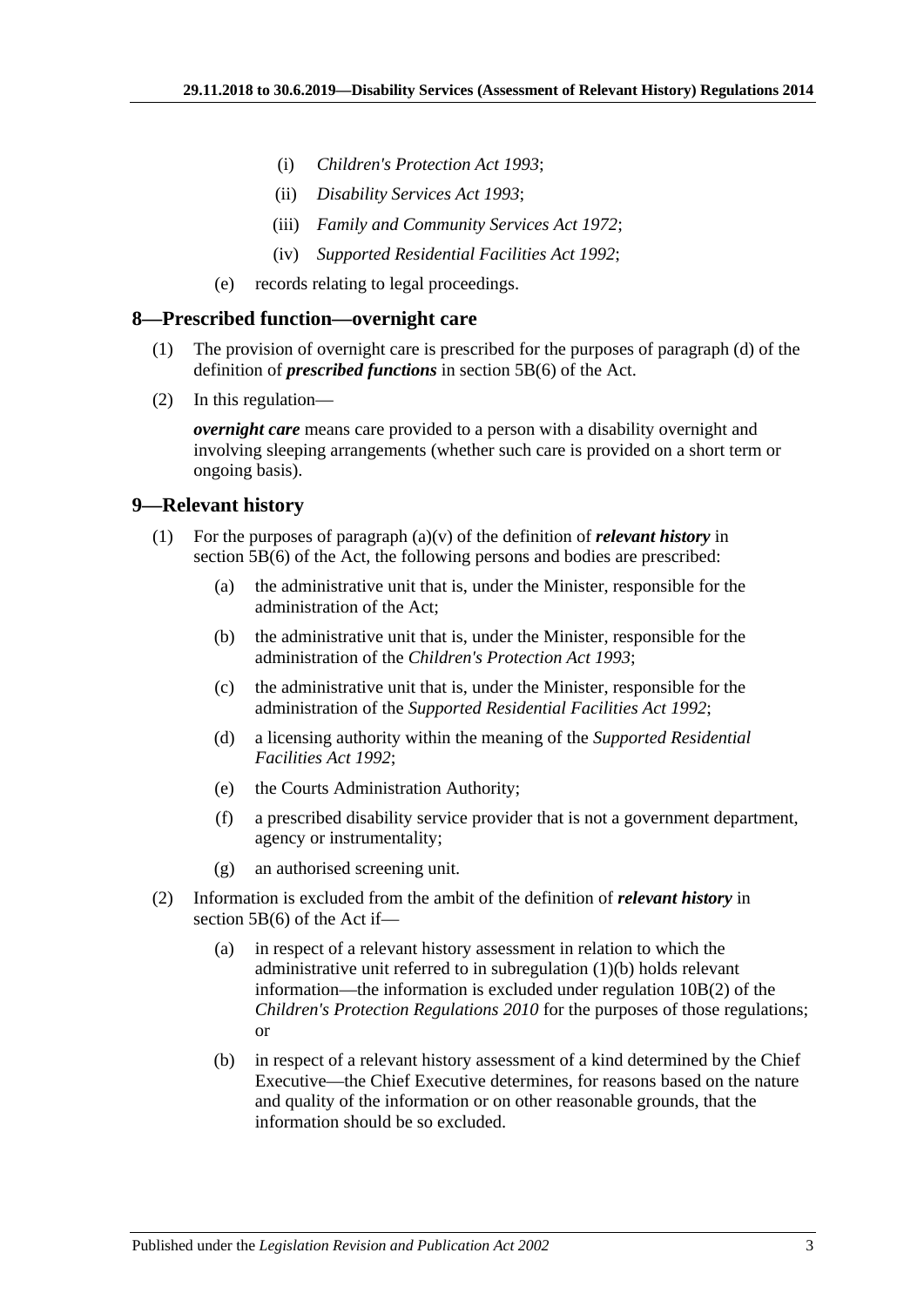(i) *Children's Protection Act 1993*;

(ii) *Disability Services Act 1993*;

(iii) *Family and Community Services Act 1972*;

(iv) *Supported Residential Facilities Act 1992*;

(e) records relating to legal proceedings.

## 8—Prescribed function—overnight care

(1) The provision of overnight care is prescribed for the purposes of paragraph (d) of the definition of ***prescribed functions*** in section 5B(6) of the Act.

(2) In this regulation—

***overnight care*** means care provided to a person with a disability overnight and involving sleeping arrangements (whether such care is provided on a short term or ongoing basis).

## 9—Relevant history

(1) For the purposes of paragraph (a)(v) of the definition of ***relevant history*** in section 5B(6) of the Act, the following persons and bodies are prescribed:

(a) the administrative unit that is, under the Minister, responsible for the administration of the Act;

(b) the administrative unit that is, under the Minister, responsible for the administration of the *Children's Protection Act 1993*;

(c) the administrative unit that is, under the Minister, responsible for the administration of the *Supported Residential Facilities Act 1992*;

(d) a licensing authority within the meaning of the *Supported Residential Facilities Act 1992*;

(e) the Courts Administration Authority;

(f) a prescribed disability service provider that is not a government department, agency or instrumentality;

(g) an authorised screening unit.

(2) Information is excluded from the ambit of the definition of ***relevant history*** in section 5B(6) of the Act if—

(a) in respect of a relevant history assessment in relation to which the administrative unit referred to in subregulation (1)(b) holds relevant information—the information is excluded under regulation 10B(2) of the *Children's Protection Regulations 2010* for the purposes of those regulations; or

(b) in respect of a relevant history assessment of a kind determined by the Chief Executive—the Chief Executive determines, for reasons based on the nature and quality of the information or on other reasonable grounds, that the information should be so excluded.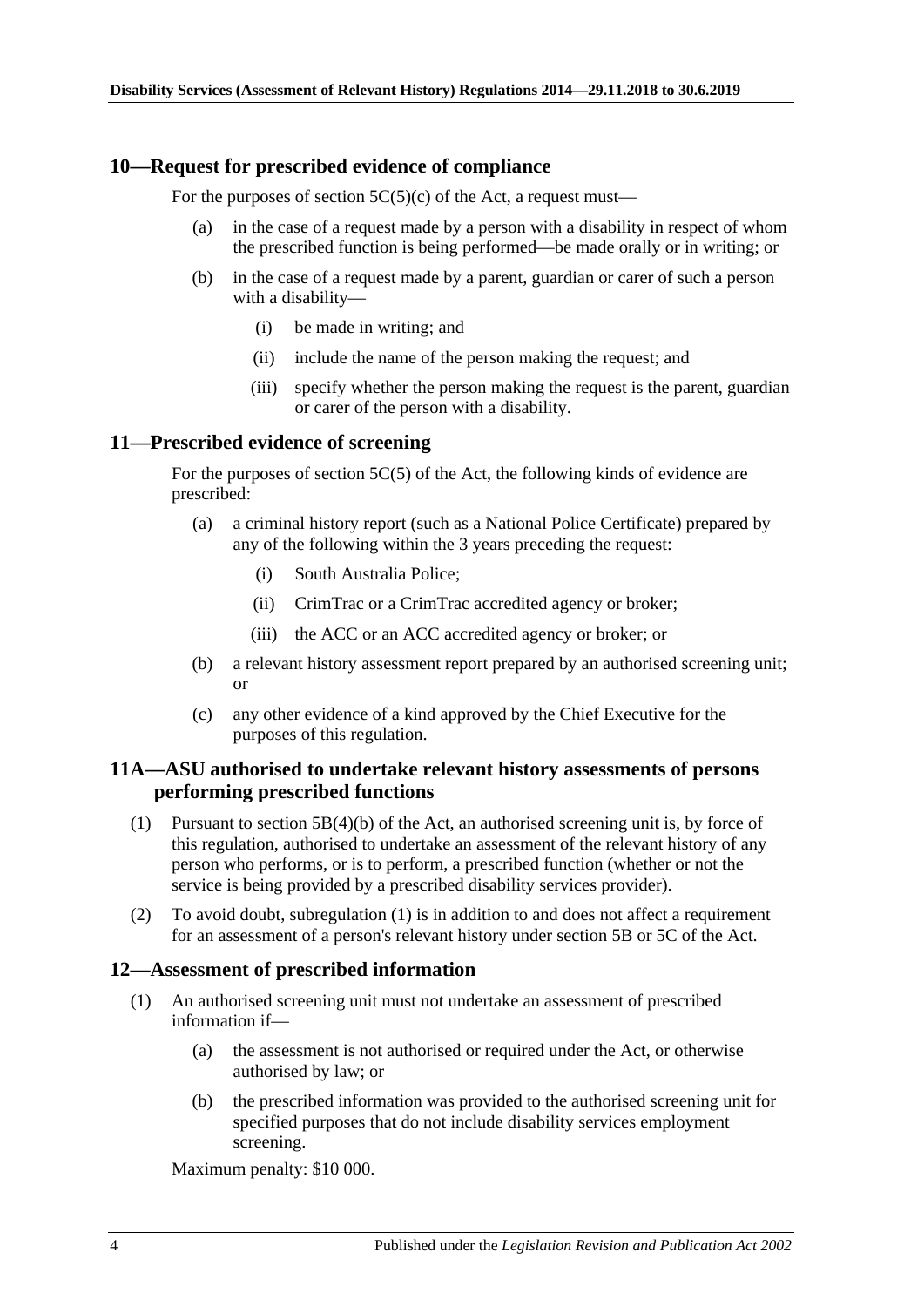## 10—Request for prescribed evidence of compliance

For the purposes of section 5C(5)(c) of the Act, a request must—

(a) in the case of a request made by a person with a disability in respect of whom the prescribed function is being performed—be made orally or in writing; or

(b) in the case of a request made by a parent, guardian or carer of such a person with a disability—

(i) be made in writing; and

(ii) include the name of the person making the request; and

(iii) specify whether the person making the request is the parent, guardian or carer of the person with a disability.

## 11—Prescribed evidence of screening

For the purposes of section 5C(5) of the Act, the following kinds of evidence are prescribed:

(a) a criminal history report (such as a National Police Certificate) prepared by any of the following within the 3 years preceding the request:

(i) South Australia Police;

(ii) CrimTrac or a CrimTrac accredited agency or broker;

(iii) the ACC or an ACC accredited agency or broker; or

(b) a relevant history assessment report prepared by an authorised screening unit; or

(c) any other evidence of a kind approved by the Chief Executive for the purposes of this regulation.

## 11A—ASU authorised to undertake relevant history assessments of persons performing prescribed functions

(1) Pursuant to section 5B(4)(b) of the Act, an authorised screening unit is, by force of this regulation, authorised to undertake an assessment of the relevant history of any person who performs, or is to perform, a prescribed function (whether or not the service is being provided by a prescribed disability services provider).

(2) To avoid doubt, subregulation (1) is in addition to and does not affect a requirement for an assessment of a person's relevant history under section 5B or 5C of the Act.

## 12—Assessment of prescribed information

(1) An authorised screening unit must not undertake an assessment of prescribed information if—

(a) the assessment is not authorised or required under the Act, or otherwise authorised by law; or

(b) the prescribed information was provided to the authorised screening unit for specified purposes that do not include disability services employment screening.

Maximum penalty: $10 000.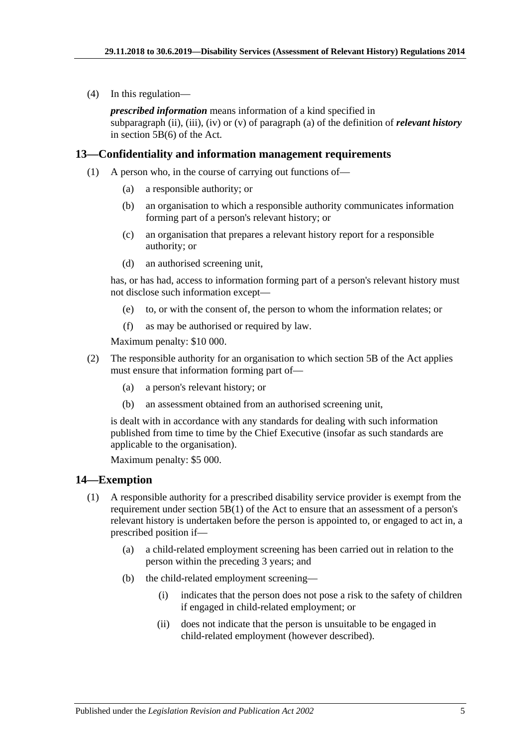(4) In this regulation—

*prescribed information* means information of a kind specified in subparagraph (ii), (iii), (iv) or (v) of paragraph (a) of the definition of ***relevant history*** in section 5B(6) of the Act.

## 13—Confidentiality and information management requirements

(1) A person who, in the course of carrying out functions of—

- (a) a responsible authority; or
- (b) an organisation to which a responsible authority communicates information forming part of a person's relevant history; or
- (c) an organisation that prepares a relevant history report for a responsible authority; or
- (d) an authorised screening unit,

has, or has had, access to information forming part of a person's relevant history must not disclose such information except—

- (e) to, or with the consent of, the person to whom the information relates; or
- (f) as may be authorised or required by law.

Maximum penalty: $10 000.

(2) The responsible authority for an organisation to which section 5B of the Act applies must ensure that information forming part of—

- (a) a person's relevant history; or
- (b) an assessment obtained from an authorised screening unit,

is dealt with in accordance with any standards for dealing with such information published from time to time by the Chief Executive (insofar as such standards are applicable to the organisation).

Maximum penalty: $5 000.

## 14—Exemption

(1) A responsible authority for a prescribed disability service provider is exempt from the requirement under section 5B(1) of the Act to ensure that an assessment of a person's relevant history is undertaken before the person is appointed to, or engaged to act in, a prescribed position if—

- (a) a child-related employment screening has been carried out in relation to the person within the preceding 3 years; and
- (b) the child-related employment screening—
  - (i) indicates that the person does not pose a risk to the safety of children if engaged in child-related employment; or
  - (ii) does not indicate that the person is unsuitable to be engaged in child-related employment (however described).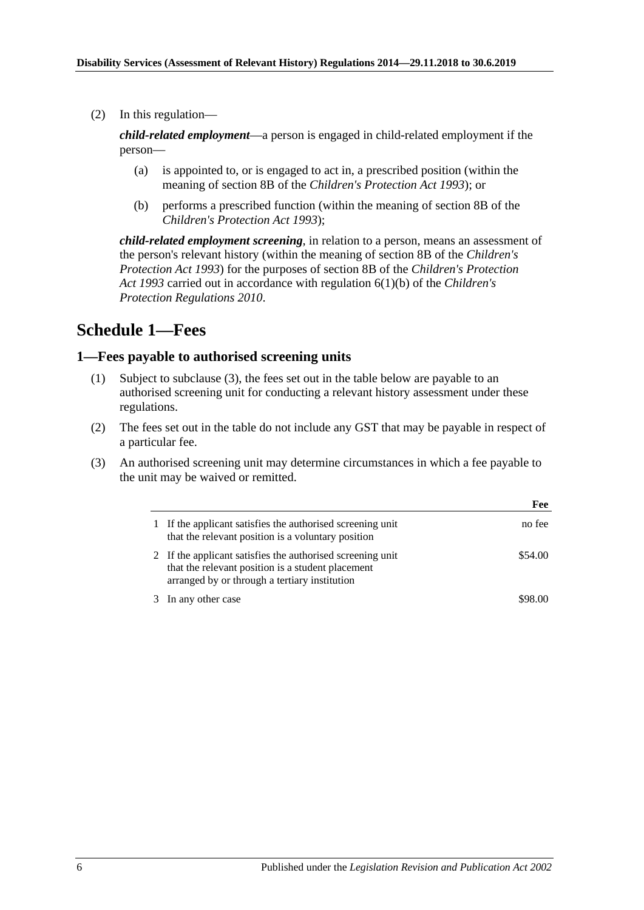(2) In this regulation—

***child-related employment***—a person is engaged in child-related employment if the person—

(a) is appointed to, or is engaged to act in, a prescribed position (within the meaning of section 8B of the *Children's Protection Act 1993*); or

(b) performs a prescribed function (within the meaning of section 8B of the *Children's Protection Act 1993*);

***child-related employment screening***, in relation to a person, means an assessment of the person's relevant history (within the meaning of section 8B of the *Children's Protection Act 1993*) for the purposes of section 8B of the *Children's Protection Act 1993* carried out in accordance with regulation 6(1)(b) of the *Children's Protection Regulations 2010*.

## Schedule 1—Fees

### 1—Fees payable to authorised screening units

(1) Subject to subclause (3), the fees set out in the table below are payable to an authorised screening unit for conducting a relevant history assessment under these regulations.

(2) The fees set out in the table do not include any GST that may be payable in respect of a particular fee.

(3) An authorised screening unit may determine circumstances in which a fee payable to the unit may be waived or remitted.

| | | Fee |
|---|---|---|
| 1 | If the applicant satisfies the authorised screening unit that the relevant position is a voluntary position | no fee |
| 2 | If the applicant satisfies the authorised screening unit that the relevant position is a student placement arranged by or through a tertiary institution | $54.00 |
| 3 | In any other case | $98.00 |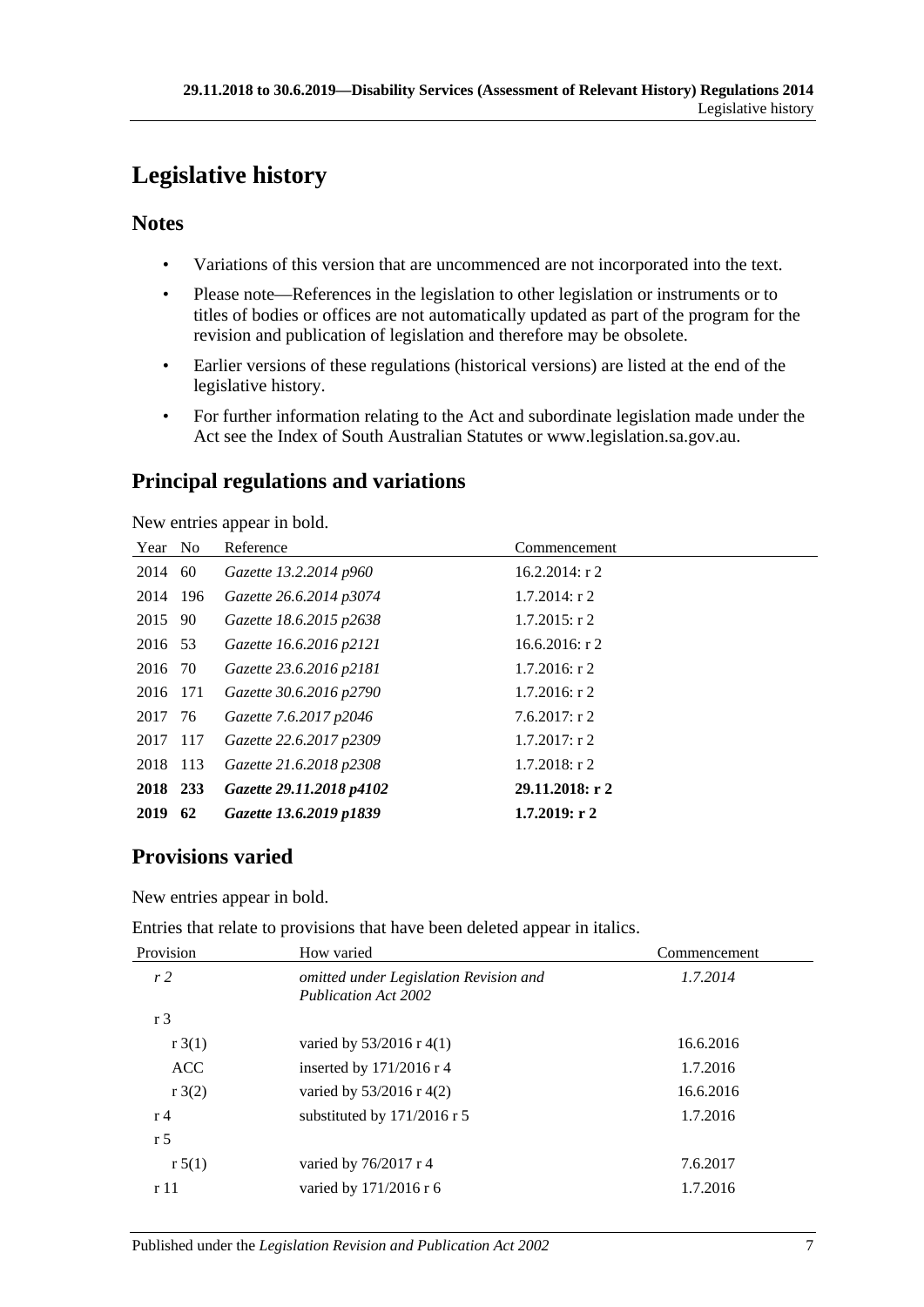# Legislative history

## Notes

- Variations of this version that are uncommenced are not incorporated into the text.
- Please note—References in the legislation to other legislation or instruments or to titles of bodies or offices are not automatically updated as part of the program for the revision and publication of legislation and therefore may be obsolete.
- Earlier versions of these regulations (historical versions) are listed at the end of the legislative history.
- For further information relating to the Act and subordinate legislation made under the Act see the Index of South Australian Statutes or www.legislation.sa.gov.au.

## Principal regulations and variations

New entries appear in bold.

| Year | No | Reference | Commencement |
|---|---|---|---|
| 2014 | 60 | *Gazette 13.2.2014 p960* | 16.2.2014: r 2 |
| 2014 | 196 | *Gazette 26.6.2014 p3074* | 1.7.2014: r 2 |
| 2015 | 90 | *Gazette 18.6.2015 p2638* | 1.7.2015: r 2 |
| 2016 | 53 | *Gazette 16.6.2016 p2121* | 16.6.2016: r 2 |
| 2016 | 70 | *Gazette 23.6.2016 p2181* | 1.7.2016: r 2 |
| 2016 | 171 | *Gazette 30.6.2016 p2790* | 1.7.2016: r 2 |
| 2017 | 76 | *Gazette 7.6.2017 p2046* | 7.6.2017: r 2 |
| 2017 | 117 | *Gazette 22.6.2017 p2309* | 1.7.2017: r 2 |
| 2018 | 113 | *Gazette 21.6.2018 p2308* | 1.7.2018: r 2 |
| **2018** | **233** | ***Gazette 29.11.2018 p4102*** | **29.11.2018: r 2** |
| **2019** | **62** | ***Gazette 13.6.2019 p1839*** | **1.7.2019: r 2** |

## Provisions varied

New entries appear in bold.

Entries that relate to provisions that have been deleted appear in italics.

| Provision | How varied | Commencement |
|---|---|---|
| *r 2* | *omitted under Legislation Revision and Publication Act 2002* | *1.7.2014* |
| r 3 | | |
| r 3(1) | varied by 53/2016 r 4(1) | 16.6.2016 |
| ACC | inserted by 171/2016 r 4 | 1.7.2016 |
| r 3(2) | varied by 53/2016 r 4(2) | 16.6.2016 |
| r 4 | substituted by 171/2016 r 5 | 1.7.2016 |
| r 5 | | |
| r 5(1) | varied by 76/2017 r 4 | 7.6.2017 |
| r 11 | varied by 171/2016 r 6 | 1.7.2016 |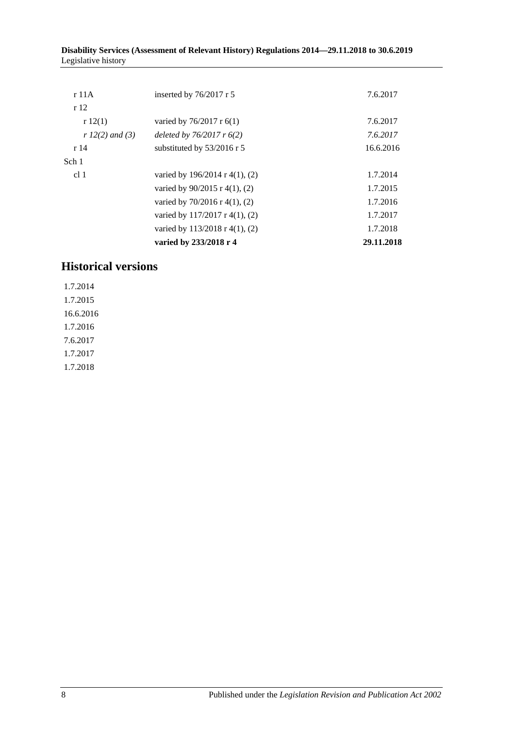| | | |
|---|---|---|
| r 11A | inserted by 76/2017 r 5 | 7.6.2017 |
| r 12 | | |
| r 12(1) | varied by 76/2017 r 6(1) | 7.6.2017 |
| *r 12(2) and (3)* | *deleted by 76/2017 r 6(2)* | *7.6.2017* |
| r 14 | substituted by 53/2016 r 5 | 16.6.2016 |
| Sch 1 | | |
| cl 1 | varied by 196/2014 r 4(1), (2) | 1.7.2014 |
| | varied by 90/2015 r 4(1), (2) | 1.7.2015 |
| | varied by 70/2016 r 4(1), (2) | 1.7.2016 |
| | varied by 117/2017 r 4(1), (2) | 1.7.2017 |
| | varied by 113/2018 r 4(1), (2) | 1.7.2018 |
| | **varied by 233/2018 r 4** | **29.11.2018** |

## Historical versions

1.7.2014

1.7.2015

16.6.2016

1.7.2016

7.6.2017

1.7.2017

1.7.2018